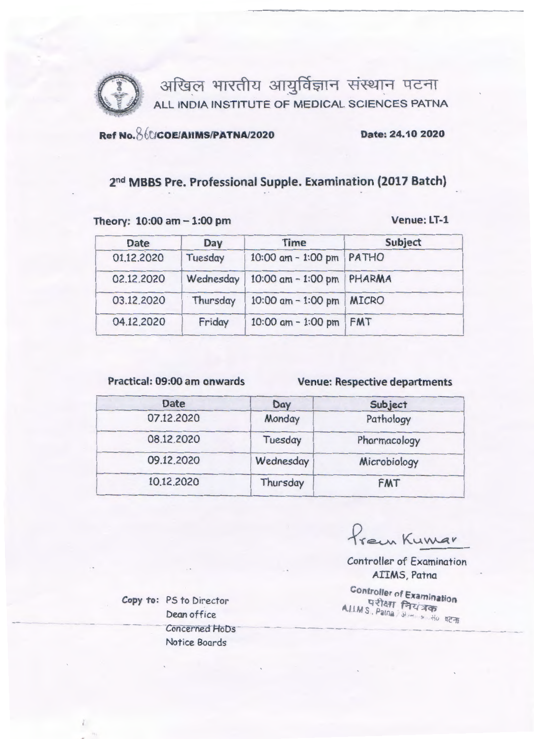# अखिल भारतीय आयुर्विज्ञान संस्थान पटना

## ALL INDIA INSTITUTE OF MEDICAL SCIENCES PATNA

**Ref No. 860/COE/AIIMS/PATNA/2020** **Date: 24.10 2020**

## 2nd MBBS Pre. Professional Supple. Examination (2017 Batch)

**Theory: 10:00 am – 1:00 pm** **Venue: LT-1**

| Date | Day | Time | Subject |
|---|---|---|---|
| 01.12.2020 | Tuesday | 10:00 am - 1:00 pm | PATHO |
| 02.12.2020 | Wednesday | 10:00 am - 1:00 pm | PHARMA |
| 03.12.2020 | Thursday | 10:00 am - 1:00 pm | MICRO |
| 04.12.2020 | Friday | 10:00 am - 1:00 pm | FMT |

**Practical: 09:00 am onwards** **Venue: Respective departments**

| Date | Day | Subject |
|---|---|---|
| 07.12.2020 | Monday | Pathology |
| 08.12.2020 | Tuesday | Pharmacology |
| 09.12.2020 | Wednesday | Microbiology |
| 10.12.2020 | Thursday | FMT |

Prem Kumar

Controller of Examination
AIIMS, Patna

Controller of Examination
परीक्षा नियंत्रक
A.I.I.M.S., Patna / अ.भा.आ.सं. पटना

Copy to: PS to Director
Dean office
Concerned HoDs
Notice Boards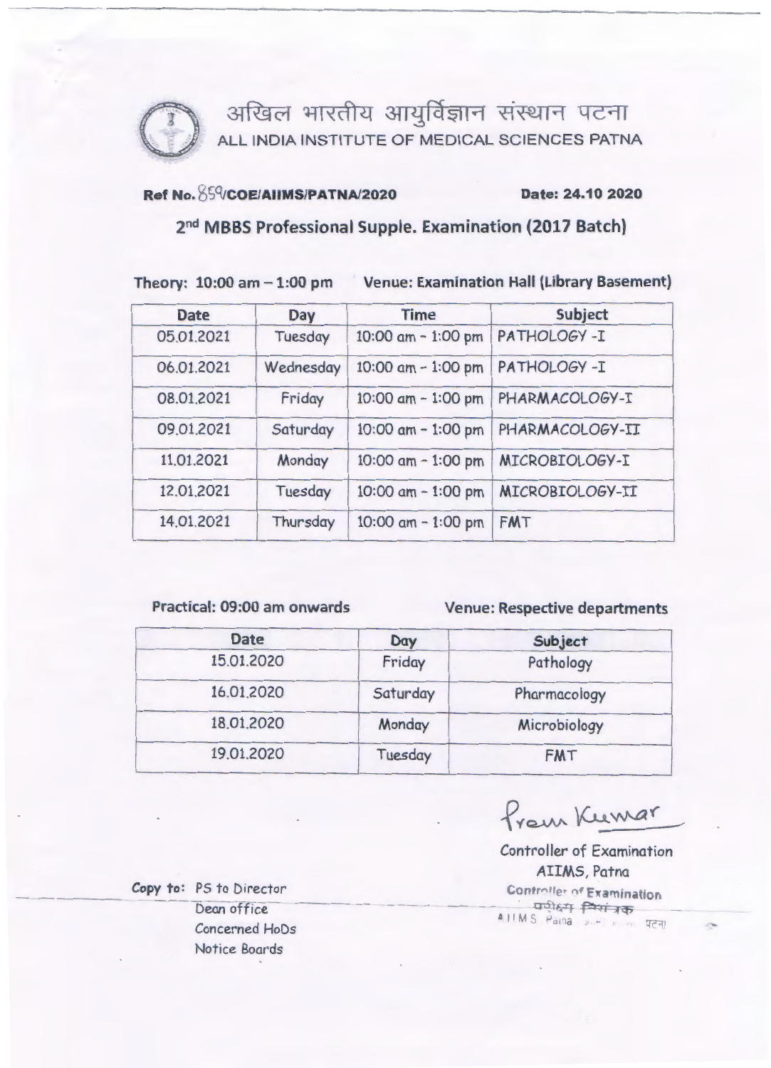# अखिल भारतीय आयुर्विज्ञान संस्थान पटना
# ALL INDIA INSTITUTE OF MEDICAL SCIENCES PATNA

**Ref No. 859/COE/AIIMS/PATNA/2020** **Date: 24.10 2020**

## 2nd MBBS Professional Supple. Examination (2017 Batch)

**Theory: 10:00 am – 1:00 pm** **Venue: Examination Hall (Library Basement)**

| Date | Day | Time | Subject |
|---|---|---|---|
| 05.01.2021 | Tuesday | 10:00 am - 1:00 pm | PATHOLOGY -I |
| 06.01.2021 | Wednesday | 10:00 am - 1:00 pm | PATHOLOGY -I |
| 08.01.2021 | Friday | 10:00 am - 1:00 pm | PHARMACOLOGY-I |
| 09.01.2021 | Saturday | 10:00 am - 1:00 pm | PHARMACOLOGY-II |
| 11.01.2021 | Monday | 10:00 am - 1:00 pm | MICROBIOLOGY-I |
| 12.01.2021 | Tuesday | 10:00 am - 1:00 pm | MICROBIOLOGY-II |
| 14.01.2021 | Thursday | 10:00 am - 1:00 pm | FMT |

**Practical: 09:00 am onwards** **Venue: Respective departments**

| Date | Day | Subject |
|---|---|---|
| 15.01.2020 | Friday | Pathology |
| 16.01.2020 | Saturday | Pharmacology |
| 18.01.2020 | Monday | Microbiology |
| 19.01.2020 | Tuesday | FMT |

Prem Kumar

Controller of Examination
AIIMS, Patna

Controller of Examination
परीक्षा नियंत्रक
AIIMS Patna पटना

Copy to: PS to Director
Dean office
Concerned HoDs
Notice Boards